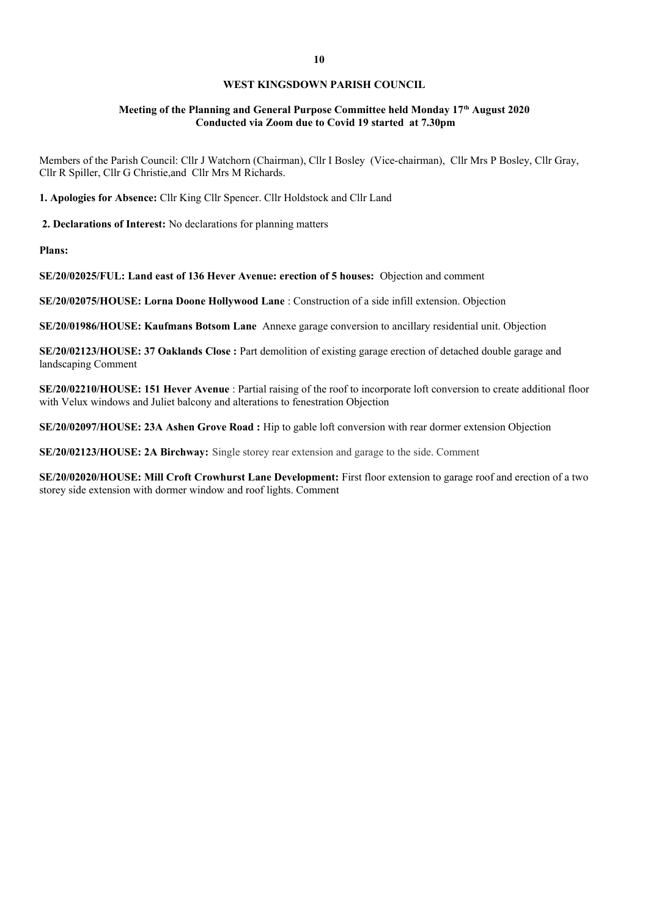# WEST KINGSDOWN PARISH COUNCIL

**Meeting of the Planning and General Purpose Committee held Monday 17th August 2020**
**Conducted via Zoom due to Covid 19 started at 7.30pm**

Members of the Parish Council: Cllr J Watchorn (Chairman), Cllr I Bosley (Vice-chairman), Cllr Mrs P Bosley, Cllr Gray, Cllr R Spiller, Cllr G Christie,and Cllr Mrs M Richards.

**1. Apologies for Absence:** Cllr King Cllr Spencer. Cllr Holdstock and Cllr Land

**2. Declarations of Interest:** No declarations for planning matters

**Plans:**

**SE/20/02025/FUL: Land east of 136 Hever Avenue: erection of 5 houses:** Objection and comment

**SE/20/02075/HOUSE: Lorna Doone Hollywood Lane** : Construction of a side infill extension. Objection

**SE/20/01986/HOUSE: Kaufmans Botsom Lane** Annexe garage conversion to ancillary residential unit. Objection

**SE/20/02123/HOUSE: 37 Oaklands Close :** Part demolition of existing garage erection of detached double garage and landscaping Comment

**SE/20/02210/HOUSE: 151 Hever Avenue** : Partial raising of the roof to incorporate loft conversion to create additional floor with Velux windows and Juliet balcony and alterations to fenestration Objection

**SE/20/02097/HOUSE: 23A Ashen Grove Road :** Hip to gable loft conversion with rear dormer extension Objection

**SE/20/02123/HOUSE: 2A Birchway:** Single storey rear extension and garage to the side. Comment

**SE/20/02020/HOUSE: Mill Croft Crowhurst Lane Development:** First floor extension to garage roof and erection of a two storey side extension with dormer window and roof lights. Comment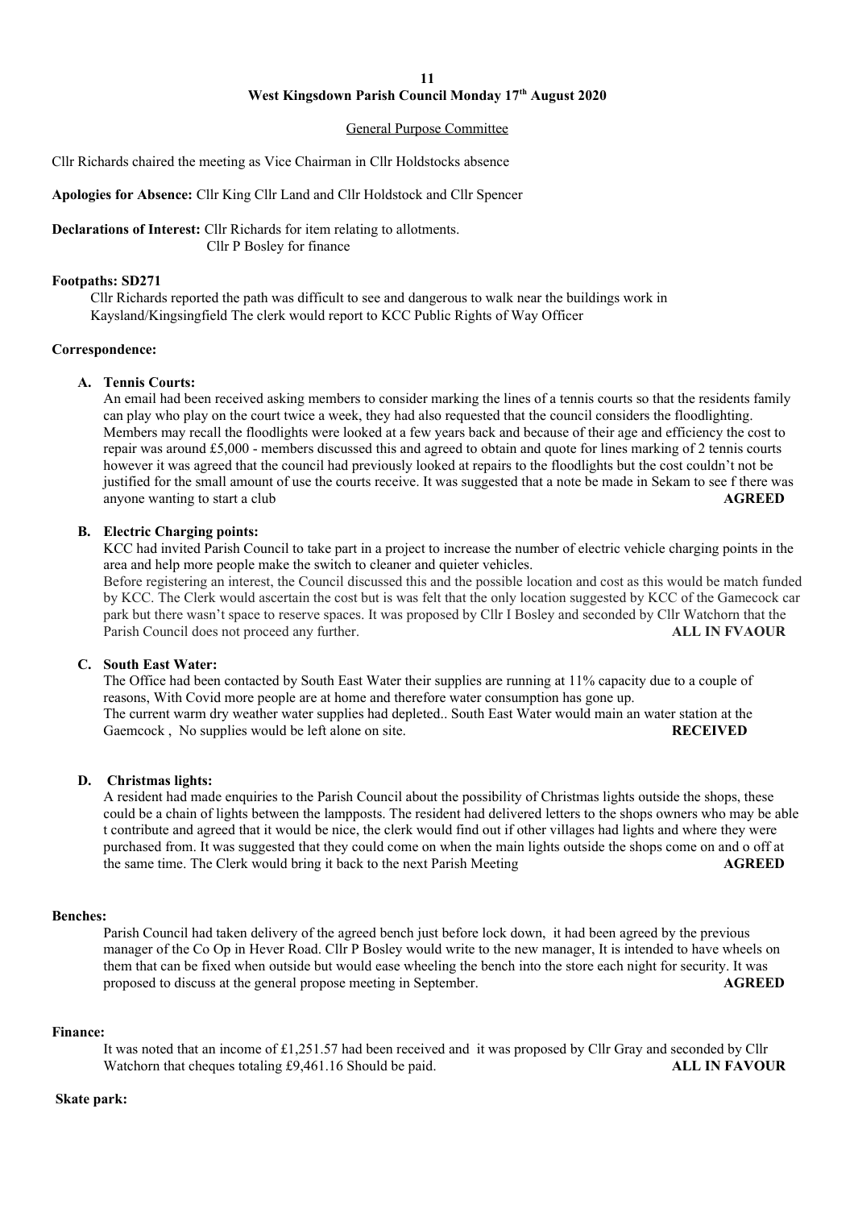**West Kingsdown Parish Council Monday 17th August 2020**

General Purpose Committee

Cllr Richards chaired the meeting as Vice Chairman in Cllr Holdstocks absence

**Apologies for Absence:** Cllr King Cllr Land and Cllr Holdstock and Cllr Spencer

**Declarations of Interest:** Cllr Richards for item relating to allotments.
Cllr P Bosley for finance

**Footpaths: SD271**

Cllr Richards reported the path was difficult to see and dangerous to walk near the buildings work in Kaysland/Kingsingfield The clerk would report to KCC Public Rights of Way Officer

**Correspondence:**

**A. Tennis Courts:**

An email had been received asking members to consider marking the lines of a tennis courts so that the residents family can play who play on the court twice a week, they had also requested that the council considers the floodlighting. Members may recall the floodlights were looked at a few years back and because of their age and efficiency the cost to repair was around £5,000 - members discussed this and agreed to obtain and quote for lines marking of 2 tennis courts however it was agreed that the council had previously looked at repairs to the floodlights but the cost couldn't not be justified for the small amount of use the courts receive. It was suggested that a note be made in Sekam to see f there was anyone wanting to start a club **AGREED**

**B. Electric Charging points:**

KCC had invited Parish Council to take part in a project to increase the number of electric vehicle charging points in the area and help more people make the switch to cleaner and quieter vehicles.
Before registering an interest, the Council discussed this and the possible location and cost as this would be match funded by KCC. The Clerk would ascertain the cost but is was felt that the only location suggested by KCC of the Gamecock car park but there wasn't space to reserve spaces. It was proposed by Cllr I Bosley and seconded by Cllr Watchorn that the Parish Council does not proceed any further. **ALL IN FVAOUR**

**C. South East Water:**

The Office had been contacted by South East Water their supplies are running at 11% capacity due to a couple of reasons, With Covid more people are at home and therefore water consumption has gone up.
The current warm dry weather water supplies had depleted.. South East Water would main an water station at the Gaemcock , No supplies would be left alone on site. **RECEIVED**

**D. Christmas lights:**

A resident had made enquiries to the Parish Council about the possibility of Christmas lights outside the shops, these could be a chain of lights between the lampposts. The resident had delivered letters to the shops owners who may be able t contribute and agreed that it would be nice, the clerk would find out if other villages had lights and where they were purchased from. It was suggested that they could come on when the main lights outside the shops come on and o off at the same time. The Clerk would bring it back to the next Parish Meeting **AGREED**

**Benches:**

Parish Council had taken delivery of the agreed bench just before lock down, it had been agreed by the previous manager of the Co Op in Hever Road. Cllr P Bosley would write to the new manager, It is intended to have wheels on them that can be fixed when outside but would ease wheeling the bench into the store each night for security. It was proposed to discuss at the general propose meeting in September. **AGREED**

**Finance:**

It was noted that an income of £1,251.57 had been received and it was proposed by Cllr Gray and seconded by Cllr Watchorn that cheques totaling £9,461.16 Should be paid. **ALL IN FAVOUR**

**Skate park:**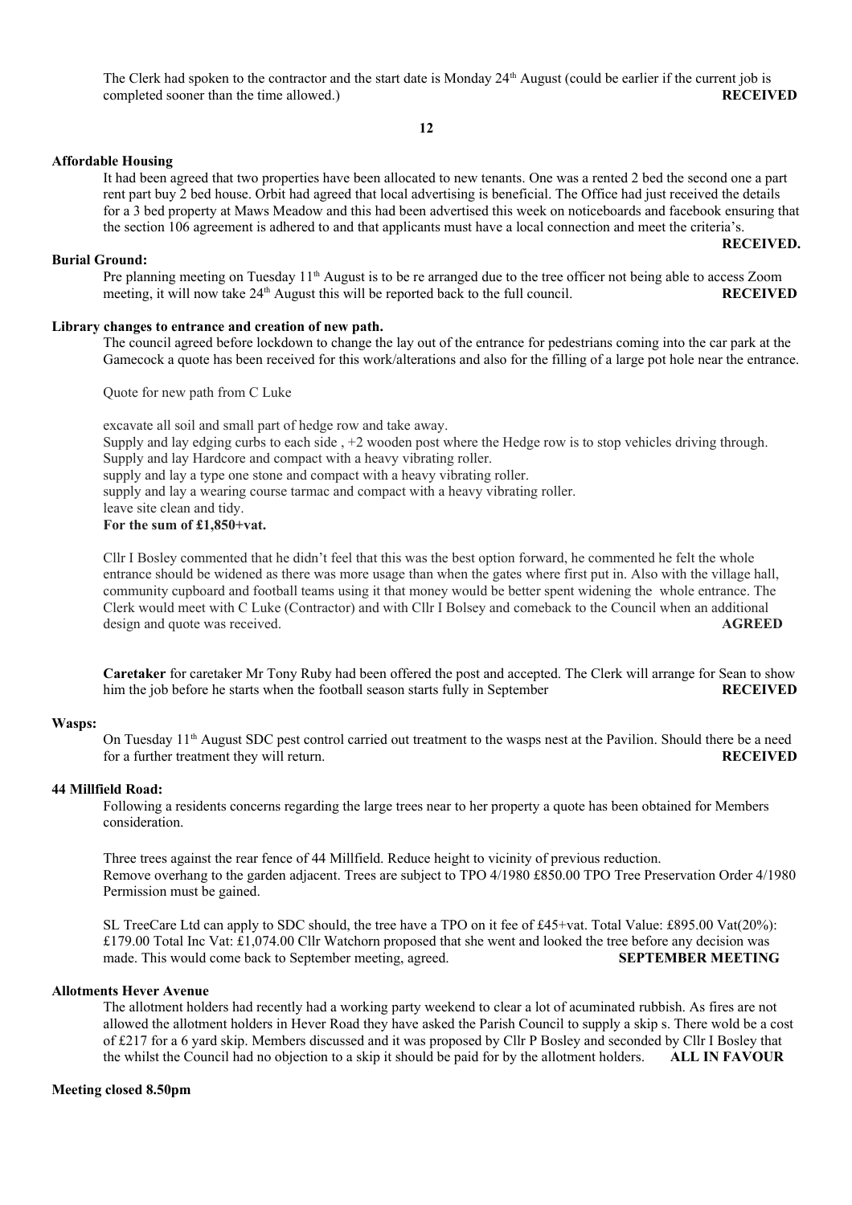The Clerk had spoken to the contractor and the start date is Monday 24th August (could be earlier if the current job is completed sooner than the time allowed.) **RECEIVED**

**12**

**Affordable Housing**

It had been agreed that two properties have been allocated to new tenants. One was a rented 2 bed the second one a part rent part buy 2 bed house. Orbit had agreed that local advertising is beneficial. The Office had just received the details for a 3 bed property at Maws Meadow and this had been advertised this week on noticeboards and facebook ensuring that the section 106 agreement is adhered to and that applicants must have a local connection and meet the criteria's.

**RECEIVED.**

**Burial Ground:**

Pre planning meeting on Tuesday 11th August is to be re arranged due to the tree officer not being able to access Zoom meeting, it will now take 24th August this will be reported back to the full council. **RECEIVED**

**Library changes to entrance and creation of new path.**

The council agreed before lockdown to change the lay out of the entrance for pedestrians coming into the car park at the Gamecock a quote has been received for this work/alterations and also for the filling of a large pot hole near the entrance.

Quote for new path from C Luke

excavate all soil and small part of hedge row and take away.
Supply and lay edging curbs to each side , +2 wooden post where the Hedge row is to stop vehicles driving through.
Supply and lay Hardcore and compact with a heavy vibrating roller.
supply and lay a type one stone and compact with a heavy vibrating roller.
supply and lay a wearing course tarmac and compact with a heavy vibrating roller.
leave site clean and tidy.
**For the sum of £1,850+vat.**

Cllr I Bosley commented that he didn't feel that this was the best option forward, he commented he felt the whole entrance should be widened as there was more usage than when the gates where first put in. Also with the village hall, community cupboard and football teams using it that money would be better spent widening the whole entrance. The Clerk would meet with C Luke (Contractor) and with Cllr I Bolsey and comeback to the Council when an additional design and quote was received. **AGREED**

**Caretaker** for caretaker Mr Tony Ruby had been offered the post and accepted. The Clerk will arrange for Sean to show him the job before he starts when the football season starts fully in September **RECEIVED**

**Wasps:**

On Tuesday 11th August SDC pest control carried out treatment to the wasps nest at the Pavilion. Should there be a need for a further treatment they will return. **RECEIVED**

**44 Millfield Road:**

Following a residents concerns regarding the large trees near to her property a quote has been obtained for Members consideration.

Three trees against the rear fence of 44 Millfield. Reduce height to vicinity of previous reduction.
Remove overhang to the garden adjacent. Trees are subject to TPO 4/1980 £850.00 TPO Tree Preservation Order 4/1980 Permission must be gained.

SL TreeCare Ltd can apply to SDC should, the tree have a TPO on it fee of £45+vat. Total Value: £895.00 Vat(20%): £179.00 Total Inc Vat: £1,074.00 Cllr Watchorn proposed that she went and looked the tree before any decision was made. This would come back to September meeting, agreed. **SEPTEMBER MEETING**

**Allotments Hever Avenue**

The allotment holders had recently had a working party weekend to clear a lot of acuminated rubbish. As fires are not allowed the allotment holders in Hever Road they have asked the Parish Council to supply a skip s. There wold be a cost of £217 for a 6 yard skip. Members discussed and it was proposed by Cllr P Bosley and seconded by Cllr I Bosley that the whilst the Council had no objection to a skip it should be paid for by the allotment holders. **ALL IN FAVOUR**

**Meeting closed 8.50pm**